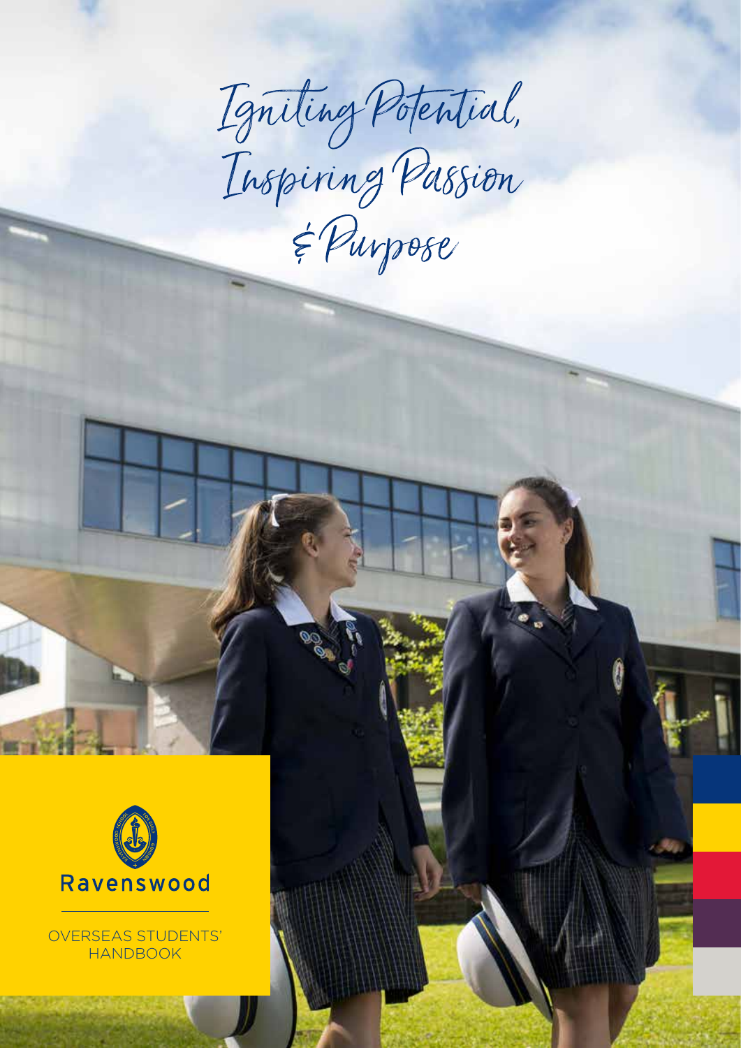# Igniting Potential, Inspiring Passion & Purpose

Ravenswood

OVERSEAS STUDENTS' HANDBOOK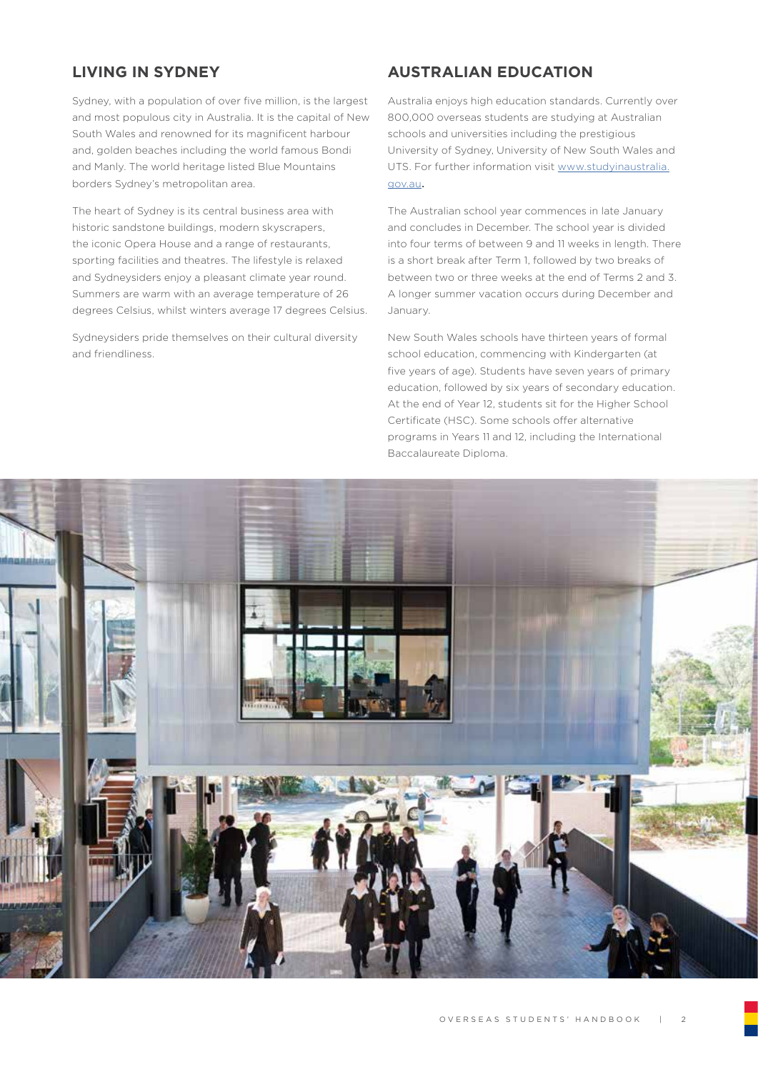## LIVING IN SYDNEY

Sydney, with a population of over five million, is the largest and most populous city in Australia. It is the capital of New South Wales and renowned for its magnificent harbour and, golden beaches including the world famous Bondi and Manly. The world heritage listed Blue Mountains borders Sydney's metropolitan area.

The heart of Sydney is its central business area with historic sandstone buildings, modern skyscrapers, the iconic Opera House and a range of restaurants, sporting facilities and theatres. The lifestyle is relaxed and Sydneysiders enjoy a pleasant climate year round. Summers are warm with an average temperature of 26 degrees Celsius, whilst winters average 17 degrees Celsius.

Sydneysiders pride themselves on their cultural diversity and friendliness.

## AUSTRALIAN EDUCATION

Australia enjoys high education standards. Currently over 800,000 overseas students are studying at Australian schools and universities including the prestigious University of Sydney, University of New South Wales and UTS. For further information visit www.studyinaustralia.gov.au.

The Australian school year commences in late January and concludes in December. The school year is divided into four terms of between 9 and 11 weeks in length. There is a short break after Term 1, followed by two breaks of between two or three weeks at the end of Terms 2 and 3. A longer summer vacation occurs during December and January.

New South Wales schools have thirteen years of formal school education, commencing with Kindergarten (at five years of age). Students have seven years of primary education, followed by six years of secondary education. At the end of Year 12, students sit for the Higher School Certificate (HSC). Some schools offer alternative programs in Years 11 and 12, including the International Baccalaureate Diploma.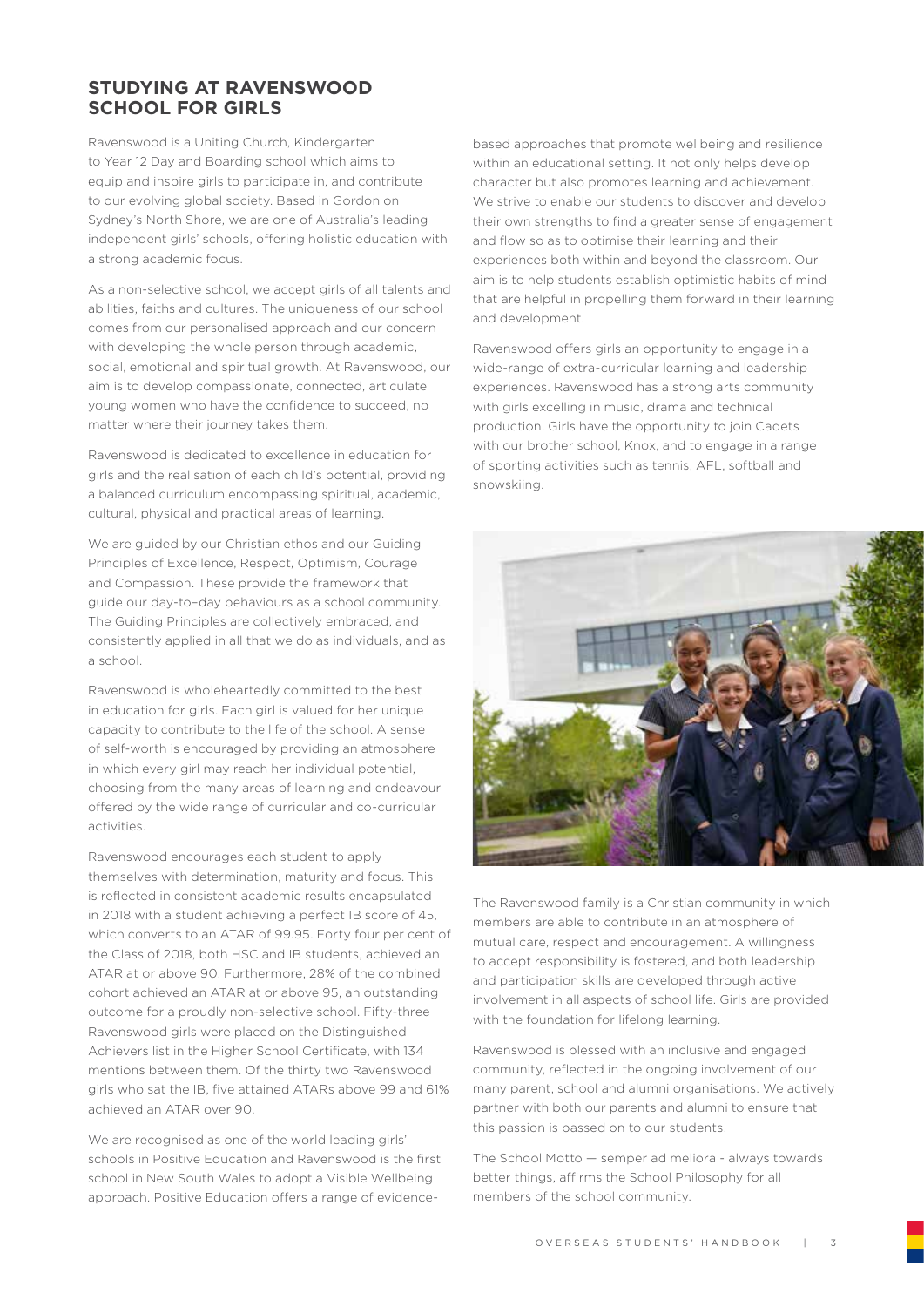## STUDYING AT RAVENSWOOD SCHOOL FOR GIRLS

Ravenswood is a Uniting Church, Kindergarten to Year 12 Day and Boarding school which aims to equip and inspire girls to participate in, and contribute to our evolving global society. Based in Gordon on Sydney's North Shore, we are one of Australia's leading independent girls' schools, offering holistic education with a strong academic focus.

As a non-selective school, we accept girls of all talents and abilities, faiths and cultures. The uniqueness of our school comes from our personalised approach and our concern with developing the whole person through academic, social, emotional and spiritual growth. At Ravenswood, our aim is to develop compassionate, connected, articulate young women who have the confidence to succeed, no matter where their journey takes them.

Ravenswood is dedicated to excellence in education for girls and the realisation of each child's potential, providing a balanced curriculum encompassing spiritual, academic, cultural, physical and practical areas of learning.

We are guided by our Christian ethos and our Guiding Principles of Excellence, Respect, Optimism, Courage and Compassion. These provide the framework that guide our day-to-day behaviours as a school community. The Guiding Principles are collectively embraced, and consistently applied in all that we do as individuals, and as a school.

Ravenswood is wholeheartedly committed to the best in education for girls. Each girl is valued for her unique capacity to contribute to the life of the school. A sense of self-worth is encouraged by providing an atmosphere in which every girl may reach her individual potential, choosing from the many areas of learning and endeavour offered by the wide range of curricular and co-curricular activities.

Ravenswood encourages each student to apply themselves with determination, maturity and focus. This is reflected in consistent academic results encapsulated in 2018 with a student achieving a perfect IB score of 45, which converts to an ATAR of 99.95. Forty four per cent of the Class of 2018, both HSC and IB students, achieved an ATAR at or above 90. Furthermore, 28% of the combined cohort achieved an ATAR at or above 95, an outstanding outcome for a proudly non-selective school. Fifty-three Ravenswood girls were placed on the Distinguished Achievers list in the Higher School Certificate, with 134 mentions between them. Of the thirty two Ravenswood girls who sat the IB, five attained ATARs above 99 and 61% achieved an ATAR over 90.

We are recognised as one of the world leading girls' schools in Positive Education and Ravenswood is the first school in New South Wales to adopt a Visible Wellbeing approach. Positive Education offers a range of evidence-based approaches that promote wellbeing and resilience within an educational setting. It not only helps develop character but also promotes learning and achievement. We strive to enable our students to discover and develop their own strengths to find a greater sense of engagement and flow so as to optimise their learning and their experiences both within and beyond the classroom. Our aim is to help students establish optimistic habits of mind that are helpful in propelling them forward in their learning and development.

Ravenswood offers girls an opportunity to engage in a wide-range of extra-curricular learning and leadership experiences. Ravenswood has a strong arts community with girls excelling in music, drama and technical production. Girls have the opportunity to join Cadets with our brother school, Knox, and to engage in a range of sporting activities such as tennis, AFL, softball and snowskiing.

The Ravenswood family is a Christian community in which members are able to contribute in an atmosphere of mutual care, respect and encouragement. A willingness to accept responsibility is fostered, and both leadership and participation skills are developed through active involvement in all aspects of school life. Girls are provided with the foundation for lifelong learning.

Ravenswood is blessed with an inclusive and engaged community, reflected in the ongoing involvement of our many parent, school and alumni organisations. We actively partner with both our parents and alumni to ensure that this passion is passed on to our students.

The School Motto — semper ad meliora - always towards better things, affirms the School Philosophy for all members of the school community.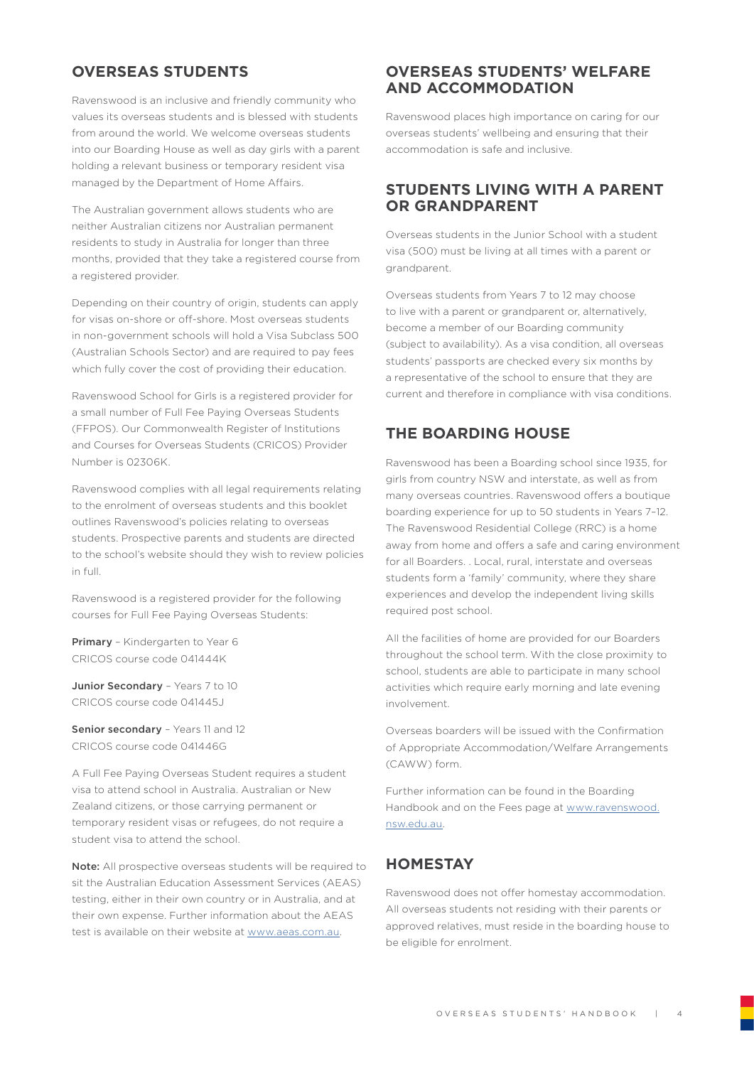## OVERSEAS STUDENTS

Ravenswood is an inclusive and friendly community who values its overseas students and is blessed with students from around the world. We welcome overseas students into our Boarding House as well as day girls with a parent holding a relevant business or temporary resident visa managed by the Department of Home Affairs.

The Australian government allows students who are neither Australian citizens nor Australian permanent residents to study in Australia for longer than three months, provided that they take a registered course from a registered provider.

Depending on their country of origin, students can apply for visas on-shore or off-shore. Most overseas students in non-government schools will hold a Visa Subclass 500 (Australian Schools Sector) and are required to pay fees which fully cover the cost of providing their education.

Ravenswood School for Girls is a registered provider for a small number of Full Fee Paying Overseas Students (FFPOS). Our Commonwealth Register of Institutions and Courses for Overseas Students (CRICOS) Provider Number is 02306K.

Ravenswood complies with all legal requirements relating to the enrolment of overseas students and this booklet outlines Ravenswood's policies relating to overseas students. Prospective parents and students are directed to the school's website should they wish to review policies in full.

Ravenswood is a registered provider for the following courses for Full Fee Paying Overseas Students:

**Primary** – Kindergarten to Year 6
CRICOS course code 041444K

**Junior Secondary** – Years 7 to 10
CRICOS course code 041445J

**Senior secondary** – Years 11 and 12
CRICOS course code 041446G

A Full Fee Paying Overseas Student requires a student visa to attend school in Australia. Australian or New Zealand citizens, or those carrying permanent or temporary resident visas or refugees, do not require a student visa to attend the school.

**Note:** All prospective overseas students will be required to sit the Australian Education Assessment Services (AEAS) testing, either in their own country or in Australia, and at their own expense. Further information about the AEAS test is available on their website at www.aeas.com.au.

## OVERSEAS STUDENTS' WELFARE AND ACCOMMODATION

Ravenswood places high importance on caring for our overseas students' wellbeing and ensuring that their accommodation is safe and inclusive.

## STUDENTS LIVING WITH A PARENT OR GRANDPARENT

Overseas students in the Junior School with a student visa (500) must be living at all times with a parent or grandparent.

Overseas students from Years 7 to 12 may choose to live with a parent or grandparent or, alternatively, become a member of our Boarding community (subject to availability). As a visa condition, all overseas students' passports are checked every six months by a representative of the school to ensure that they are current and therefore in compliance with visa conditions.

## THE BOARDING HOUSE

Ravenswood has been a Boarding school since 1935, for girls from country NSW and interstate, as well as from many overseas countries. Ravenswood offers a boutique boarding experience for up to 50 students in Years 7–12. The Ravenswood Residential College (RRC) is a home away from home and offers a safe and caring environment for all Boarders. . Local, rural, interstate and overseas students form a 'family' community, where they share experiences and develop the independent living skills required post school.

All the facilities of home are provided for our Boarders throughout the school term. With the close proximity to school, students are able to participate in many school activities which require early morning and late evening involvement.

Overseas boarders will be issued with the Confirmation of Appropriate Accommodation/Welfare Arrangements (CAWW) form.

Further information can be found in the Boarding Handbook and on the Fees page at www.ravenswood.nsw.edu.au.

## HOMESTAY

Ravenswood does not offer homestay accommodation. All overseas students not residing with their parents or approved relatives, must reside in the boarding house to be eligible for enrolment.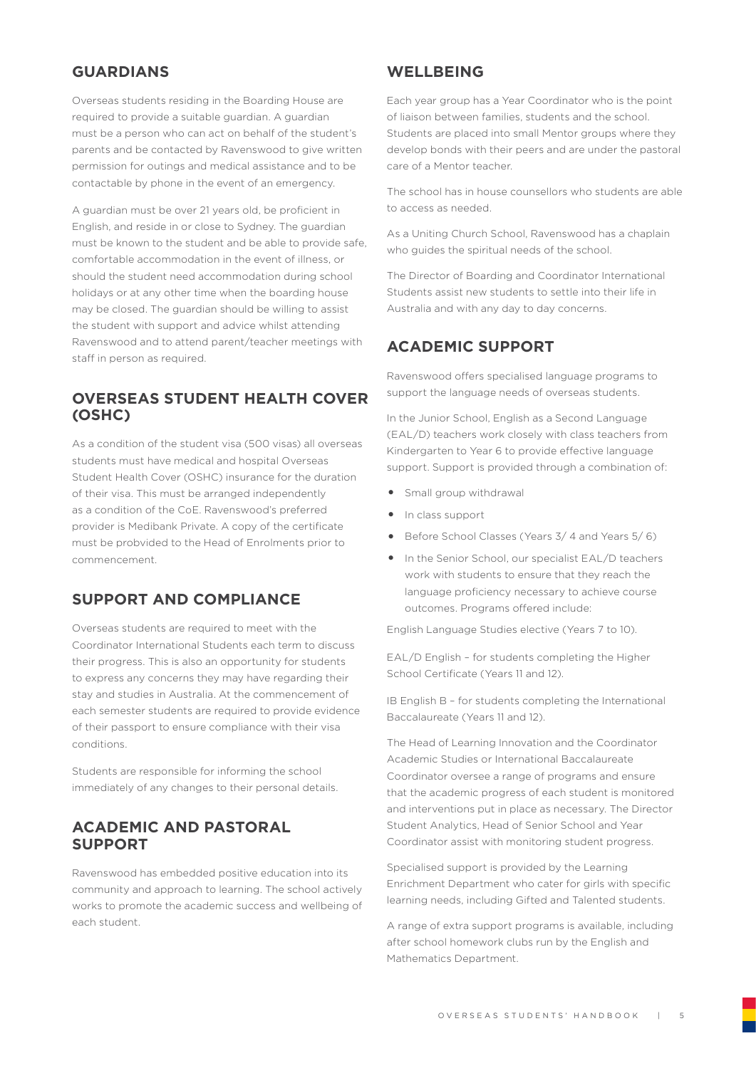## GUARDIANS

Overseas students residing in the Boarding House are required to provide a suitable guardian. A guardian must be a person who can act on behalf of the student's parents and be contacted by Ravenswood to give written permission for outings and medical assistance and to be contactable by phone in the event of an emergency.

A guardian must be over 21 years old, be proficient in English, and reside in or close to Sydney. The guardian must be known to the student and be able to provide safe, comfortable accommodation in the event of illness, or should the student need accommodation during school holidays or at any other time when the boarding house may be closed. The guardian should be willing to assist the student with support and advice whilst attending Ravenswood and to attend parent/teacher meetings with staff in person as required.

## OVERSEAS STUDENT HEALTH COVER (OSHC)

As a condition of the student visa (500 visas) all overseas students must have medical and hospital Overseas Student Health Cover (OSHC) insurance for the duration of their visa. This must be arranged independently as a condition of the CoE. Ravenswood's preferred provider is Medibank Private. A copy of the certificate must be probvided to the Head of Enrolments prior to commencement.

## SUPPORT AND COMPLIANCE

Overseas students are required to meet with the Coordinator International Students each term to discuss their progress. This is also an opportunity for students to express any concerns they may have regarding their stay and studies in Australia. At the commencement of each semester students are required to provide evidence of their passport to ensure compliance with their visa conditions.

Students are responsible for informing the school immediately of any changes to their personal details.

## ACADEMIC AND PASTORAL SUPPORT

Ravenswood has embedded positive education into its community and approach to learning. The school actively works to promote the academic success and wellbeing of each student.

## WELLBEING

Each year group has a Year Coordinator who is the point of liaison between families, students and the school. Students are placed into small Mentor groups where they develop bonds with their peers and are under the pastoral care of a Mentor teacher.

The school has in house counsellors who students are able to access as needed.

As a Uniting Church School, Ravenswood has a chaplain who guides the spiritual needs of the school.

The Director of Boarding and Coordinator International Students assist new students to settle into their life in Australia and with any day to day concerns.

## ACADEMIC SUPPORT

Ravenswood offers specialised language programs to support the language needs of overseas students.

In the Junior School, English as a Second Language (EAL/D) teachers work closely with class teachers from Kindergarten to Year 6 to provide effective language support. Support is provided through a combination of:

- Small group withdrawal
- In class support
- Before School Classes (Years 3/ 4 and Years 5/ 6)
- In the Senior School, our specialist EAL/D teachers work with students to ensure that they reach the language proficiency necessary to achieve course outcomes. Programs offered include:

English Language Studies elective (Years 7 to 10).

EAL/D English – for students completing the Higher School Certificate (Years 11 and 12).

IB English B – for students completing the International Baccalaureate (Years 11 and 12).

The Head of Learning Innovation and the Coordinator Academic Studies or International Baccalaureate Coordinator oversee a range of programs and ensure that the academic progress of each student is monitored and interventions put in place as necessary. The Director Student Analytics, Head of Senior School and Year Coordinator assist with monitoring student progress.

Specialised support is provided by the Learning Enrichment Department who cater for girls with specific learning needs, including Gifted and Talented students.

A range of extra support programs is available, including after school homework clubs run by the English and Mathematics Department.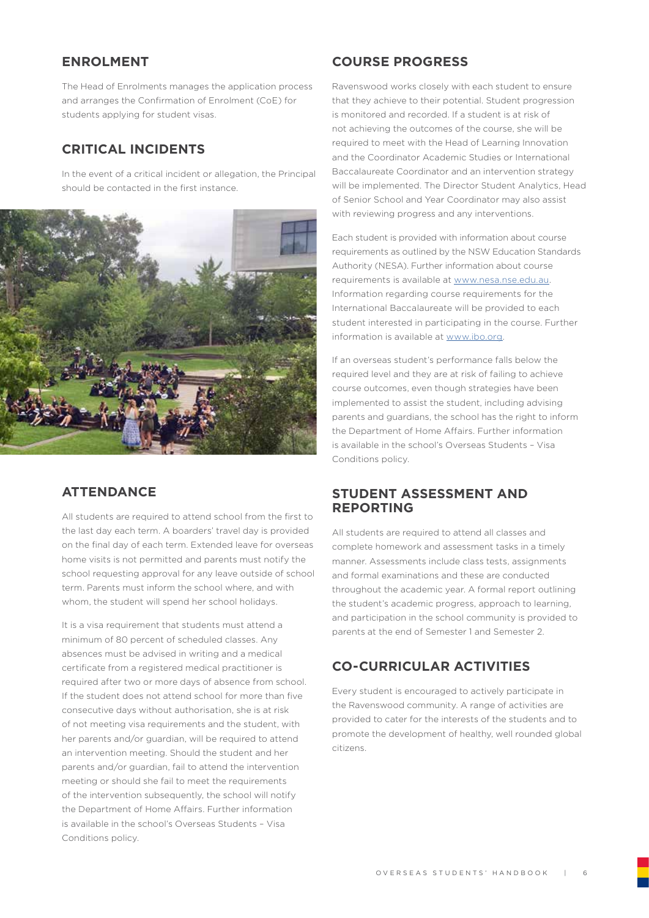## ENROLMENT

The Head of Enrolments manages the application process and arranges the Confirmation of Enrolment (CoE) for students applying for student visas.

## CRITICAL INCIDENTS

In the event of a critical incident or allegation, the Principal should be contacted in the first instance.

## ATTENDANCE

All students are required to attend school from the first to the last day each term. A boarders' travel day is provided on the final day of each term. Extended leave for overseas home visits is not permitted and parents must notify the school requesting approval for any leave outside of school term. Parents must inform the school where, and with whom, the student will spend her school holidays.

It is a visa requirement that students must attend a minimum of 80 percent of scheduled classes. Any absences must be advised in writing and a medical certificate from a registered medical practitioner is required after two or more days of absence from school. If the student does not attend school for more than five consecutive days without authorisation, she is at risk of not meeting visa requirements and the student, with her parents and/or guardian, will be required to attend an intervention meeting. Should the student and her parents and/or guardian, fail to attend the intervention meeting or should she fail to meet the requirements of the intervention subsequently, the school will notify the Department of Home Affairs. Further information is available in the school's Overseas Students – Visa Conditions policy.

## COURSE PROGRESS

Ravenswood works closely with each student to ensure that they achieve to their potential. Student progression is monitored and recorded. If a student is at risk of not achieving the outcomes of the course, she will be required to meet with the Head of Learning Innovation and the Coordinator Academic Studies or International Baccalaureate Coordinator and an intervention strategy will be implemented. The Director Student Analytics, Head of Senior School and Year Coordinator may also assist with reviewing progress and any interventions.

Each student is provided with information about course requirements as outlined by the NSW Education Standards Authority (NESA). Further information about course requirements is available at www.nesa.nse.edu.au. Information regarding course requirements for the International Baccalaureate will be provided to each student interested in participating in the course. Further information is available at www.ibo.org.

If an overseas student's performance falls below the required level and they are at risk of failing to achieve course outcomes, even though strategies have been implemented to assist the student, including advising parents and guardians, the school has the right to inform the Department of Home Affairs. Further information is available in the school's Overseas Students – Visa Conditions policy.

## STUDENT ASSESSMENT AND REPORTING

All students are required to attend all classes and complete homework and assessment tasks in a timely manner. Assessments include class tests, assignments and formal examinations and these are conducted throughout the academic year. A formal report outlining the student's academic progress, approach to learning, and participation in the school community is provided to parents at the end of Semester 1 and Semester 2.

## CO-CURRICULAR ACTIVITIES

Every student is encouraged to actively participate in the Ravenswood community. A range of activities are provided to cater for the interests of the students and to promote the development of healthy, well rounded global citizens.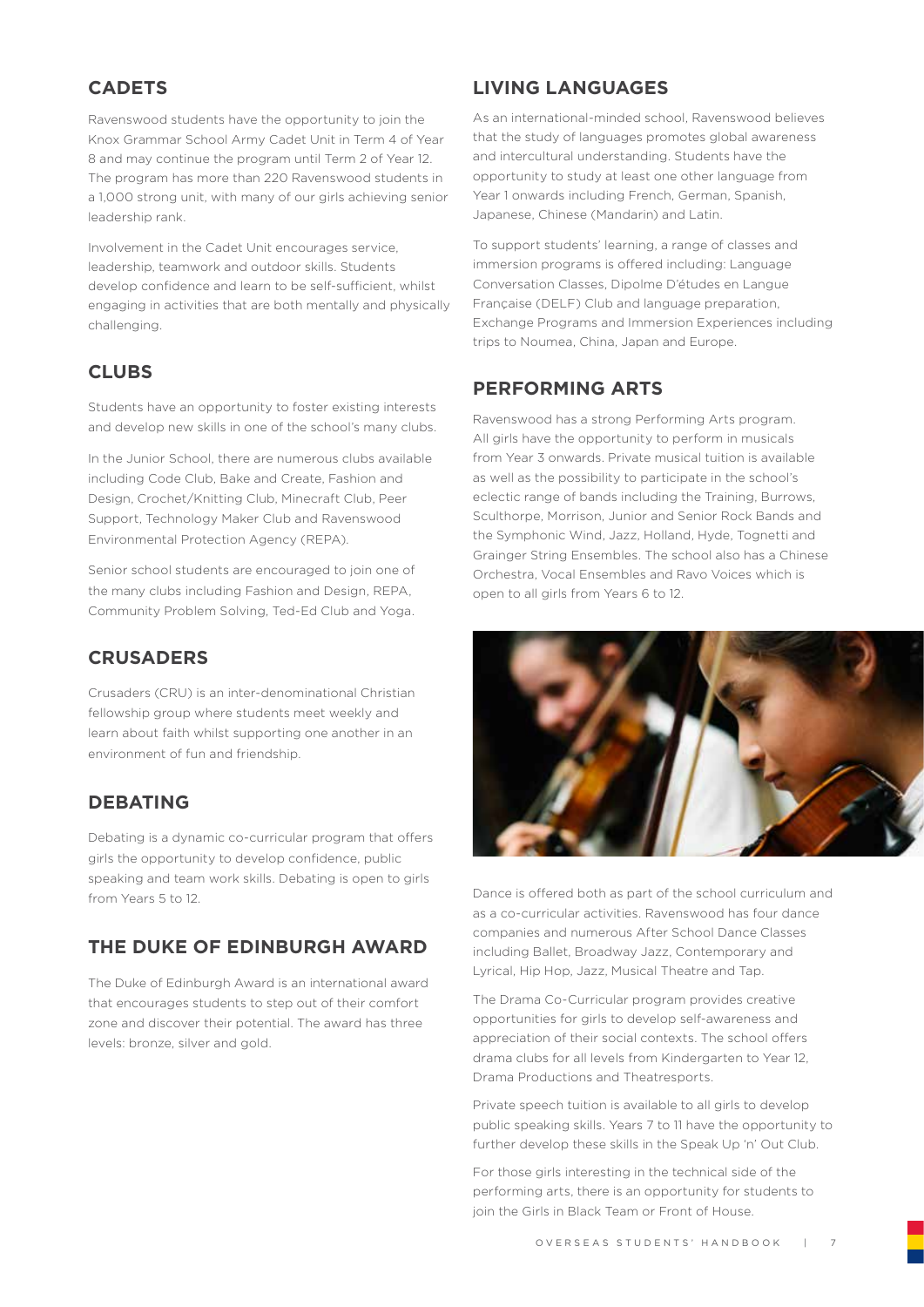## CADETS

Ravenswood students have the opportunity to join the Knox Grammar School Army Cadet Unit in Term 4 of Year 8 and may continue the program until Term 2 of Year 12. The program has more than 220 Ravenswood students in a 1,000 strong unit, with many of our girls achieving senior leadership rank.

Involvement in the Cadet Unit encourages service, leadership, teamwork and outdoor skills. Students develop confidence and learn to be self-sufficient, whilst engaging in activities that are both mentally and physically challenging.

## CLUBS

Students have an opportunity to foster existing interests and develop new skills in one of the school's many clubs.

In the Junior School, there are numerous clubs available including Code Club, Bake and Create, Fashion and Design, Crochet/Knitting Club, Minecraft Club, Peer Support, Technology Maker Club and Ravenswood Environmental Protection Agency (REPA).

Senior school students are encouraged to join one of the many clubs including Fashion and Design, REPA, Community Problem Solving, Ted-Ed Club and Yoga.

## CRUSADERS

Crusaders (CRU) is an inter-denominational Christian fellowship group where students meet weekly and learn about faith whilst supporting one another in an environment of fun and friendship.

## DEBATING

Debating is a dynamic co-curricular program that offers girls the opportunity to develop confidence, public speaking and team work skills. Debating is open to girls from Years 5 to 12.

## THE DUKE OF EDINBURGH AWARD

The Duke of Edinburgh Award is an international award that encourages students to step out of their comfort zone and discover their potential. The award has three levels: bronze, silver and gold.

## LIVING LANGUAGES

As an international-minded school, Ravenswood believes that the study of languages promotes global awareness and intercultural understanding. Students have the opportunity to study at least one other language from Year 1 onwards including French, German, Spanish, Japanese, Chinese (Mandarin) and Latin.

To support students' learning, a range of classes and immersion programs is offered including: Language Conversation Classes, Dipolme D'études en Langue Française (DELF) Club and language preparation, Exchange Programs and Immersion Experiences including trips to Noumea, China, Japan and Europe.

## PERFORMING ARTS

Ravenswood has a strong Performing Arts program. All girls have the opportunity to perform in musicals from Year 3 onwards. Private musical tuition is available as well as the possibility to participate in the school's eclectic range of bands including the Training, Burrows, Sculthorpe, Morrison, Junior and Senior Rock Bands and the Symphonic Wind, Jazz, Holland, Hyde, Tognetti and Grainger String Ensembles. The school also has a Chinese Orchestra, Vocal Ensembles and Ravo Voices which is open to all girls from Years 6 to 12.

Dance is offered both as part of the school curriculum and as a co-curricular activities. Ravenswood has four dance companies and numerous After School Dance Classes including Ballet, Broadway Jazz, Contemporary and Lyrical, Hip Hop, Jazz, Musical Theatre and Tap.

The Drama Co-Curricular program provides creative opportunities for girls to develop self-awareness and appreciation of their social contexts. The school offers drama clubs for all levels from Kindergarten to Year 12, Drama Productions and Theatresports.

Private speech tuition is available to all girls to develop public speaking skills. Years 7 to 11 have the opportunity to further develop these skills in the Speak Up 'n' Out Club.

For those girls interesting in the technical side of the performing arts, there is an opportunity for students to join the Girls in Black Team or Front of House.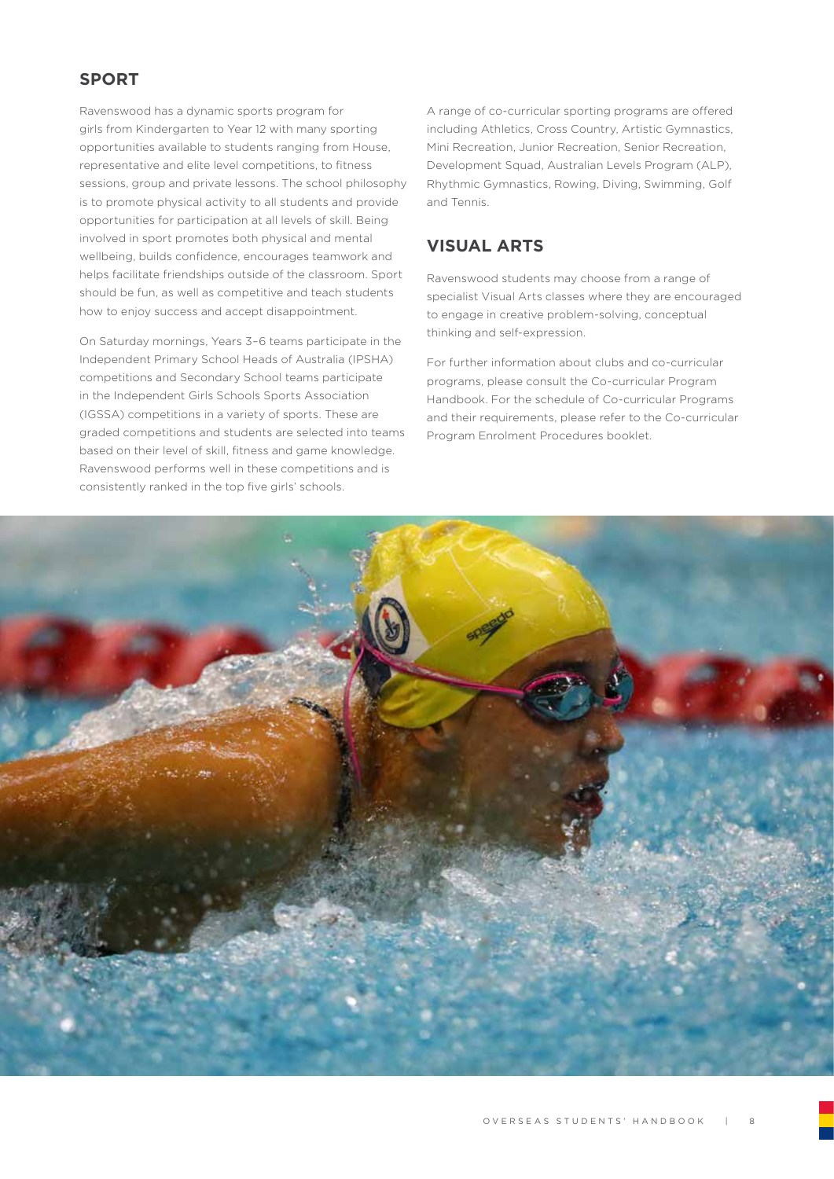## SPORT

Ravenswood has a dynamic sports program for girls from Kindergarten to Year 12 with many sporting opportunities available to students ranging from House, representative and elite level competitions, to fitness sessions, group and private lessons. The school philosophy is to promote physical activity to all students and provide opportunities for participation at all levels of skill. Being involved in sport promotes both physical and mental wellbeing, builds confidence, encourages teamwork and helps facilitate friendships outside of the classroom. Sport should be fun, as well as competitive and teach students how to enjoy success and accept disappointment.

On Saturday mornings, Years 3–6 teams participate in the Independent Primary School Heads of Australia (IPSHA) competitions and Secondary School teams participate in the Independent Girls Schools Sports Association (IGSSA) competitions in a variety of sports. These are graded competitions and students are selected into teams based on their level of skill, fitness and game knowledge. Ravenswood performs well in these competitions and is consistently ranked in the top five girls' schools.

A range of co-curricular sporting programs are offered including Athletics, Cross Country, Artistic Gymnastics, Mini Recreation, Junior Recreation, Senior Recreation, Development Squad, Australian Levels Program (ALP), Rhythmic Gymnastics, Rowing, Diving, Swimming, Golf and Tennis.

## VISUAL ARTS

Ravenswood students may choose from a range of specialist Visual Arts classes where they are encouraged to engage in creative problem-solving, conceptual thinking and self-expression.

For further information about clubs and co-curricular programs, please consult the Co-curricular Program Handbook. For the schedule of Co-curricular Programs and their requirements, please refer to the Co-curricular Program Enrolment Procedures booklet.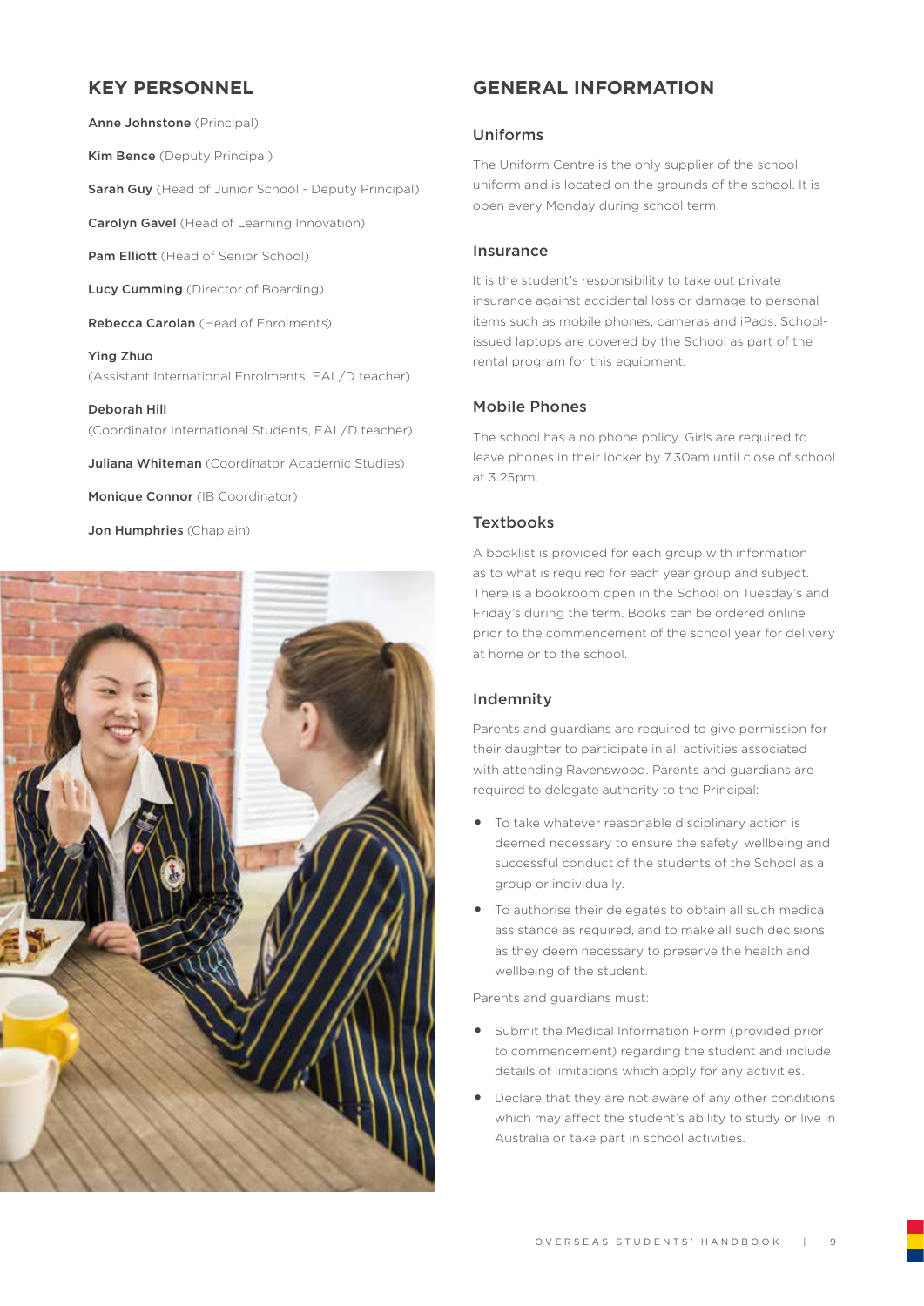## KEY PERSONNEL

**Anne Johnstone** (Principal)

**Kim Bence** (Deputy Principal)

**Sarah Guy** (Head of Junior School - Deputy Principal)

**Carolyn Gavel** (Head of Learning Innovation)

**Pam Elliott** (Head of Senior School)

**Lucy Cumming** (Director of Boarding)

**Rebecca Carolan** (Head of Enrolments)

**Ying Zhuo**
(Assistant International Enrolments, EAL/D teacher)

**Deborah Hill**
(Coordinator International Students, EAL/D teacher)

**Juliana Whiteman** (Coordinator Academic Studies)

**Monique Connor** (IB Coordinator)

**Jon Humphries** (Chaplain)

## GENERAL INFORMATION

### Uniforms

The Uniform Centre is the only supplier of the school uniform and is located on the grounds of the school. It is open every Monday during school term.

### Insurance

It is the student's responsibility to take out private insurance against accidental loss or damage to personal items such as mobile phones, cameras and iPads. School-issued laptops are covered by the School as part of the rental program for this equipment.

### Mobile Phones

The school has a no phone policy. Girls are required to leave phones in their locker by 7.30am until close of school at 3.25pm.

### Textbooks

A booklist is provided for each group with information as to what is required for each year group and subject. There is a bookroom open in the School on Tuesday's and Friday's during the term. Books can be ordered online prior to the commencement of the school year for delivery at home or to the school.

### Indemnity

Parents and guardians are required to give permission for their daughter to participate in all activities associated with attending Ravenswood. Parents and guardians are required to delegate authority to the Principal:

- To take whatever reasonable disciplinary action is deemed necessary to ensure the safety, wellbeing and successful conduct of the students of the School as a group or individually.
- To authorise their delegates to obtain all such medical assistance as required, and to make all such decisions as they deem necessary to preserve the health and wellbeing of the student.

Parents and guardians must:

- Submit the Medical Information Form (provided prior to commencement) regarding the student and include details of limitations which apply for any activities.
- Declare that they are not aware of any other conditions which may affect the student's ability to study or live in Australia or take part in school activities.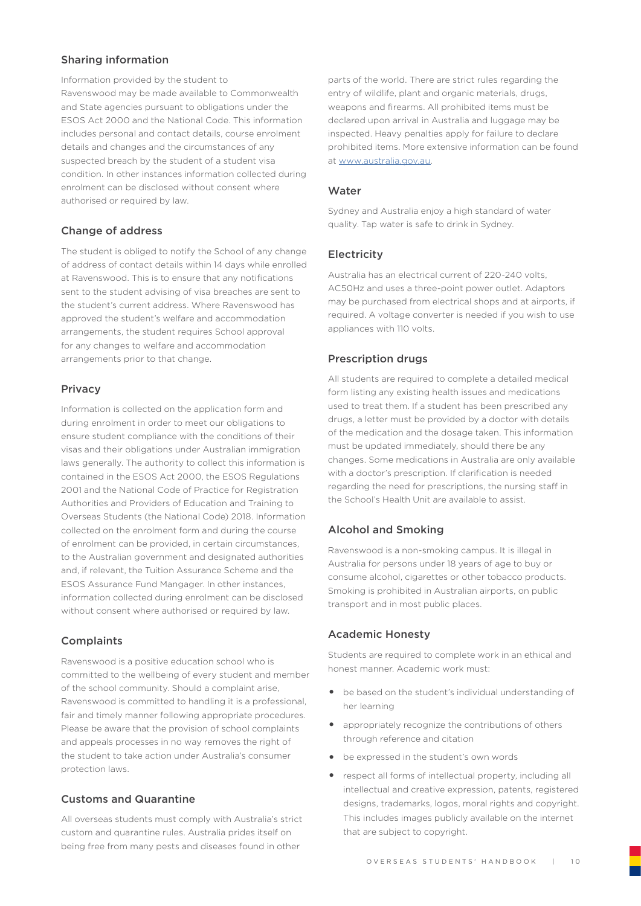## Sharing information

Information provided by the student to Ravenswood may be made available to Commonwealth and State agencies pursuant to obligations under the ESOS Act 2000 and the National Code. This information includes personal and contact details, course enrolment details and changes and the circumstances of any suspected breach by the student of a student visa condition. In other instances information collected during enrolment can be disclosed without consent where authorised or required by law.

## Change of address

The student is obliged to notify the School of any change of address of contact details within 14 days while enrolled at Ravenswood. This is to ensure that any notifications sent to the student advising of visa breaches are sent to the student's current address. Where Ravenswood has approved the student's welfare and accommodation arrangements, the student requires School approval for any changes to welfare and accommodation arrangements prior to that change.

## Privacy

Information is collected on the application form and during enrolment in order to meet our obligations to ensure student compliance with the conditions of their visas and their obligations under Australian immigration laws generally. The authority to collect this information is contained in the ESOS Act 2000, the ESOS Regulations 2001 and the National Code of Practice for Registration Authorities and Providers of Education and Training to Overseas Students (the National Code) 2018. Information collected on the enrolment form and during the course of enrolment can be provided, in certain circumstances, to the Australian government and designated authorities and, if relevant, the Tuition Assurance Scheme and the ESOS Assurance Fund Mangager. In other instances, information collected during enrolment can be disclosed without consent where authorised or required by law.

## Complaints

Ravenswood is a positive education school who is committed to the wellbeing of every student and member of the school community. Should a complaint arise, Ravenswood is committed to handling it is a professional, fair and timely manner following appropriate procedures. Please be aware that the provision of school complaints and appeals processes in no way removes the right of the student to take action under Australia's consumer protection laws.

## Customs and Quarantine

All overseas students must comply with Australia's strict custom and quarantine rules. Australia prides itself on being free from many pests and diseases found in other parts of the world. There are strict rules regarding the entry of wildlife, plant and organic materials, drugs, weapons and firearms. All prohibited items must be declared upon arrival in Australia and luggage may be inspected. Heavy penalties apply for failure to declare prohibited items. More extensive information can be found at www.australia.gov.au.

## Water

Sydney and Australia enjoy a high standard of water quality. Tap water is safe to drink in Sydney.

## Electricity

Australia has an electrical current of 220-240 volts, AC50Hz and uses a three-point power outlet. Adaptors may be purchased from electrical shops and at airports, if required. A voltage converter is needed if you wish to use appliances with 110 volts.

## Prescription drugs

All students are required to complete a detailed medical form listing any existing health issues and medications used to treat them. If a student has been prescribed any drugs, a letter must be provided by a doctor with details of the medication and the dosage taken. This information must be updated immediately, should there be any changes. Some medications in Australia are only available with a doctor's prescription. If clarification is needed regarding the need for prescriptions, the nursing staff in the School's Health Unit are available to assist.

## Alcohol and Smoking

Ravenswood is a non-smoking campus. It is illegal in Australia for persons under 18 years of age to buy or consume alcohol, cigarettes or other tobacco products. Smoking is prohibited in Australian airports, on public transport and in most public places.

## Academic Honesty

Students are required to complete work in an ethical and honest manner. Academic work must:

- be based on the student's individual understanding of her learning
- appropriately recognize the contributions of others through reference and citation
- be expressed in the student's own words
- respect all forms of intellectual property, including all intellectual and creative expression, patents, registered designs, trademarks, logos, moral rights and copyright. This includes images publicly available on the internet that are subject to copyright.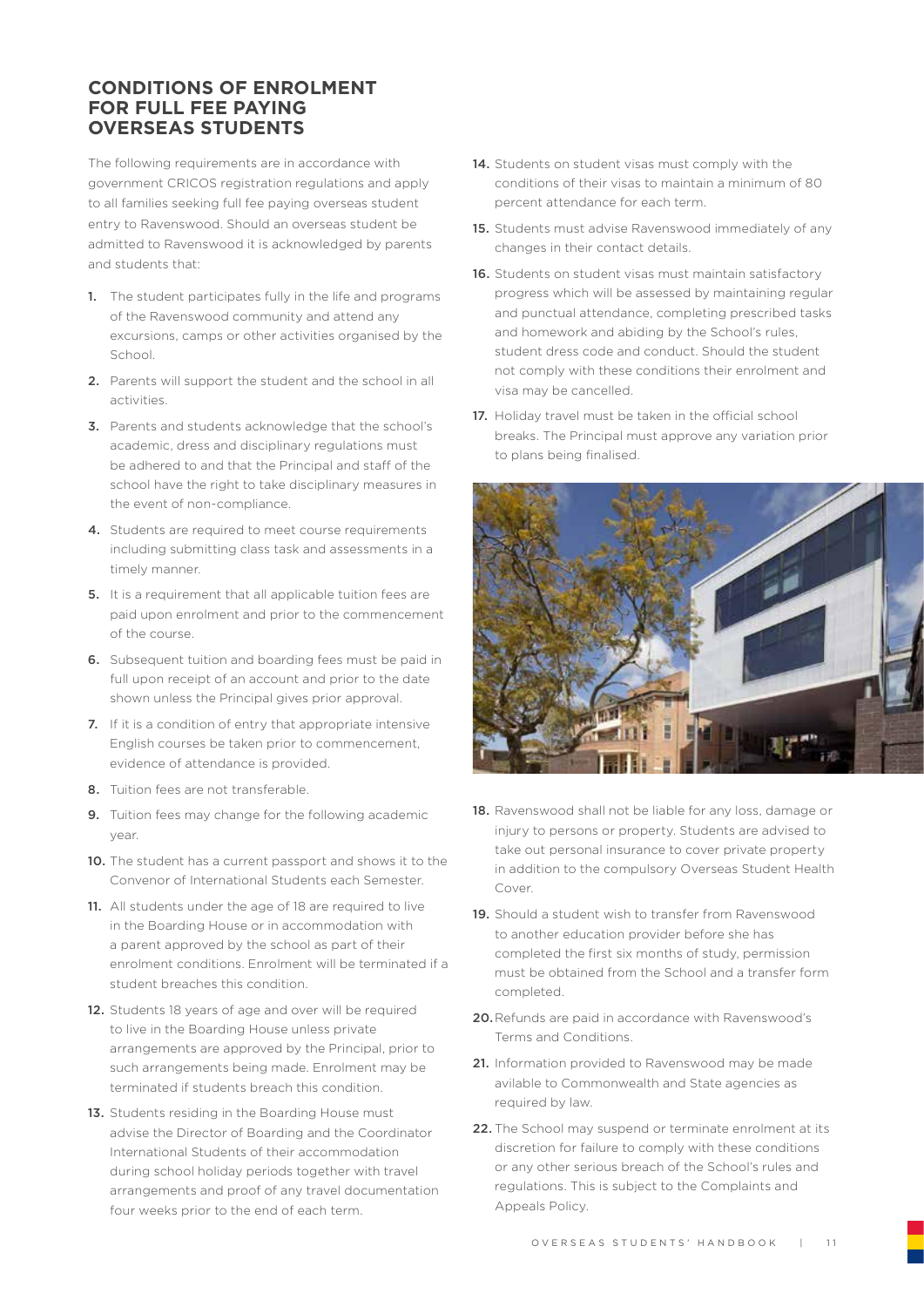## CONDITIONS OF ENROLMENT FOR FULL FEE PAYING OVERSEAS STUDENTS

The following requirements are in accordance with government CRICOS registration regulations and apply to all families seeking full fee paying overseas student entry to Ravenswood. Should an overseas student be admitted to Ravenswood it is acknowledged by parents and students that:

1. The student participates fully in the life and programs of the Ravenswood community and attend any excursions, camps or other activities organised by the School.
2. Parents will support the student and the school in all activities.
3. Parents and students acknowledge that the school's academic, dress and disciplinary regulations must be adhered to and that the Principal and staff of the school have the right to take disciplinary measures in the event of non-compliance.
4. Students are required to meet course requirements including submitting class task and assessments in a timely manner.
5. It is a requirement that all applicable tuition fees are paid upon enrolment and prior to the commencement of the course.
6. Subsequent tuition and boarding fees must be paid in full upon receipt of an account and prior to the date shown unless the Principal gives prior approval.
7. If it is a condition of entry that appropriate intensive English courses be taken prior to commencement, evidence of attendance is provided.
8. Tuition fees are not transferable.
9. Tuition fees may change for the following academic year.
10. The student has a current passport and shows it to the Convenor of International Students each Semester.
11. All students under the age of 18 are required to live in the Boarding House or in accommodation with a parent approved by the school as part of their enrolment conditions. Enrolment will be terminated if a student breaches this condition.
12. Students 18 years of age and over will be required to live in the Boarding House unless private arrangements are approved by the Principal, prior to such arrangements being made. Enrolment may be terminated if students breach this condition.
13. Students residing in the Boarding House must advise the Director of Boarding and the Coordinator International Students of their accommodation during school holiday periods together with travel arrangements and proof of any travel documentation four weeks prior to the end of each term.
14. Students on student visas must comply with the conditions of their visas to maintain a minimum of 80 percent attendance for each term.
15. Students must advise Ravenswood immediately of any changes in their contact details.
16. Students on student visas must maintain satisfactory progress which will be assessed by maintaining regular and punctual attendance, completing prescribed tasks and homework and abiding by the School's rules, student dress code and conduct. Should the student not comply with these conditions their enrolment and visa may be cancelled.
17. Holiday travel must be taken in the official school breaks. The Principal must approve any variation prior to plans being finalised.
18. Ravenswood shall not be liable for any loss, damage or injury to persons or property. Students are advised to take out personal insurance to cover private property in addition to the compulsory Overseas Student Health Cover.
19. Should a student wish to transfer from Ravenswood to another education provider before she has completed the first six months of study, permission must be obtained from the School and a transfer form completed.
20. Refunds are paid in accordance with Ravenswood's Terms and Conditions.
21. Information provided to Ravenswood may be made avilable to Commonwealth and State agencies as required by law.
22. The School may suspend or terminate enrolment at its discretion for failure to comply with these conditions or any other serious breach of the School's rules and regulations. This is subject to the Complaints and Appeals Policy.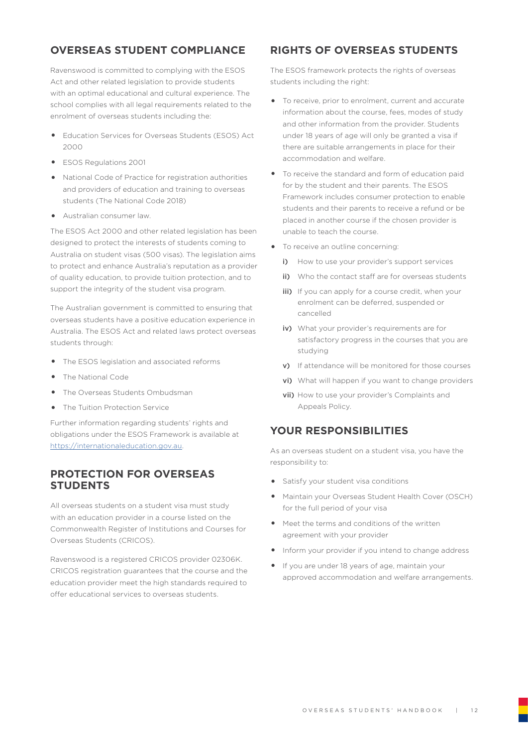## OVERSEAS STUDENT COMPLIANCE

Ravenswood is committed to complying with the ESOS Act and other related legislation to provide students with an optimal educational and cultural experience. The school complies with all legal requirements related to the enrolment of overseas students including the:

- Education Services for Overseas Students (ESOS) Act 2000
- ESOS Regulations 2001
- National Code of Practice for registration authorities and providers of education and training to overseas students (The National Code 2018)
- Australian consumer law.

The ESOS Act 2000 and other related legislation has been designed to protect the interests of students coming to Australia on student visas (500 visas). The legislation aims to protect and enhance Australia's reputation as a provider of quality education, to provide tuition protection, and to support the integrity of the student visa program.

The Australian government is committed to ensuring that overseas students have a positive education experience in Australia. The ESOS Act and related laws protect overseas students through:

- The ESOS legislation and associated reforms
- The National Code
- The Overseas Students Ombudsman
- The Tuition Protection Service

Further information regarding students' rights and obligations under the ESOS Framework is available at https://internationaleducation.gov.au.

## PROTECTION FOR OVERSEAS STUDENTS

All overseas students on a student visa must study with an education provider in a course listed on the Commonwealth Register of Institutions and Courses for Overseas Students (CRICOS).

Ravenswood is a registered CRICOS provider 02306K. CRICOS registration guarantees that the course and the education provider meet the high standards required to offer educational services to overseas students.

## RIGHTS OF OVERSEAS STUDENTS

The ESOS framework protects the rights of overseas students including the right:

- To receive, prior to enrolment, current and accurate information about the course, fees, modes of study and other information from the provider. Students under 18 years of age will only be granted a visa if there are suitable arrangements in place for their accommodation and welfare.
- To receive the standard and form of education paid for by the student and their parents. The ESOS Framework includes consumer protection to enable students and their parents to receive a refund or be placed in another course if the chosen provider is unable to teach the course.
- To receive an outline concerning:
  - **i)** How to use your provider's support services
  - **ii)** Who the contact staff are for overseas students
  - **iii)** If you can apply for a course credit, when your enrolment can be deferred, suspended or cancelled
  - **iv)** What your provider's requirements are for satisfactory progress in the courses that you are studying
  - **v)** If attendance will be monitored for those courses
  - **vi)** What will happen if you want to change providers
  - **vii)** How to use your provider's Complaints and Appeals Policy.

## YOUR RESPONSIBILITIES

As an overseas student on a student visa, you have the responsibility to:

- Satisfy your student visa conditions
- Maintain your Overseas Student Health Cover (OSCH) for the full period of your visa
- Meet the terms and conditions of the written agreement with your provider
- Inform your provider if you intend to change address
- If you are under 18 years of age, maintain your approved accommodation and welfare arrangements.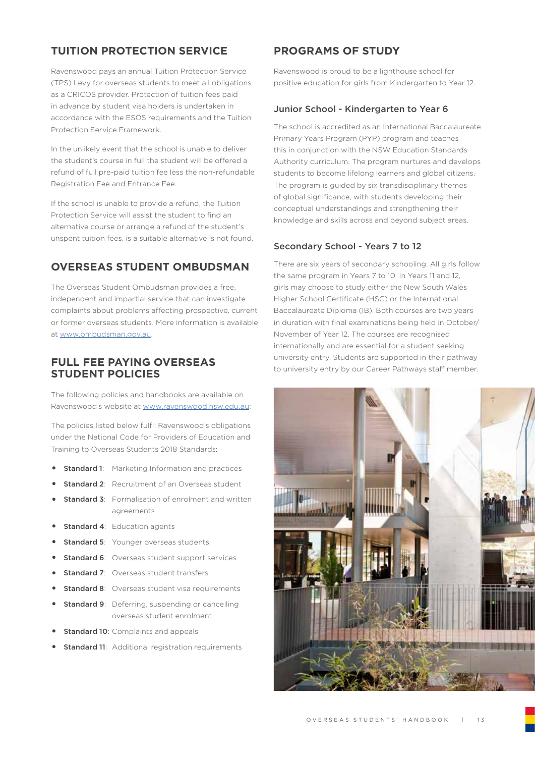## TUITION PROTECTION SERVICE

Ravenswood pays an annual Tuition Protection Service (TPS) Levy for overseas students to meet all obligations as a CRICOS provider. Protection of tuition fees paid in advance by student visa holders is undertaken in accordance with the ESOS requirements and the Tuition Protection Service Framework.

In the unlikely event that the school is unable to deliver the student's course in full the student will be offered a refund of full pre-paid tuition fee less the non-refundable Registration Fee and Entrance Fee.

If the school is unable to provide a refund, the Tuition Protection Service will assist the student to find an alternative course or arrange a refund of the student's unspent tuition fees, is a suitable alternative is not found.

## OVERSEAS STUDENT OMBUDSMAN

The Overseas Student Ombudsman provides a free, independent and impartial service that can investigate complaints about problems affecting prospective, current or former overseas students. More information is available at www.ombudsman.gov.au.

## FULL FEE PAYING OVERSEAS STUDENT POLICIES

The following policies and handbooks are available on Ravenswood's website at www.ravenswood.nsw.edu.au:

The policies listed below fulfil Ravenswood's obligations under the National Code for Providers of Education and Training to Overseas Students 2018 Standards:

- **Standard 1**: Marketing Information and practices
- **Standard 2**: Recruitment of an Overseas student
- **Standard 3**: Formalisation of enrolment and written agreements
- **Standard 4**: Education agents
- **Standard 5**: Younger overseas students
- **Standard 6**: Overseas student support services
- **Standard 7**: Overseas student transfers
- **Standard 8**: Overseas student visa requirements
- **Standard 9**: Deferring, suspending or cancelling overseas student enrolment
- **Standard 10**: Complaints and appeals
- **Standard 11**: Additional registration requirements

## PROGRAMS OF STUDY

Ravenswood is proud to be a lighthouse school for positive education for girls from Kindergarten to Year 12.

### Junior School - Kindergarten to Year 6

The school is accredited as an International Baccalaureate Primary Years Program (PYP) program and teaches this in conjunction with the NSW Education Standards Authority curriculum. The program nurtures and develops students to become lifelong learners and global citizens. The program is guided by six transdisciplinary themes of global significance, with students developing their conceptual understandings and strengthening their knowledge and skills across and beyond subject areas.

### Secondary School - Years 7 to 12

There are six years of secondary schooling. All girls follow the same program in Years 7 to 10. In Years 11 and 12, girls may choose to study either the New South Wales Higher School Certificate (HSC) or the International Baccalaureate Diploma (IB). Both courses are two years in duration with final examinations being held in October/November of Year 12. The courses are recognised internationally and are essential for a student seeking university entry. Students are supported in their pathway to university entry by our Career Pathways staff member.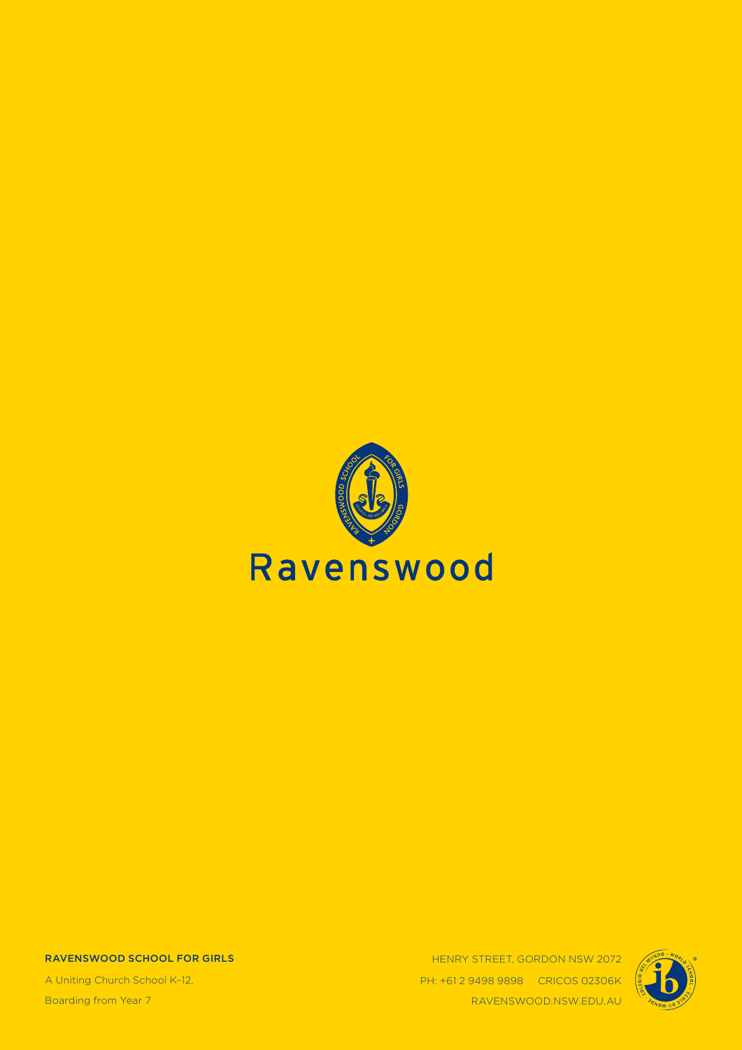Ravenswood

**RAVENSWOOD SCHOOL FOR GIRLS**

A Uniting Church School K–12,

Boarding from Year 7

HENRY STREET, GORDON NSW 2072

PH: +61 2 9498 9898 CRICOS 02306K

RAVENSWOOD.NSW.EDU.AU